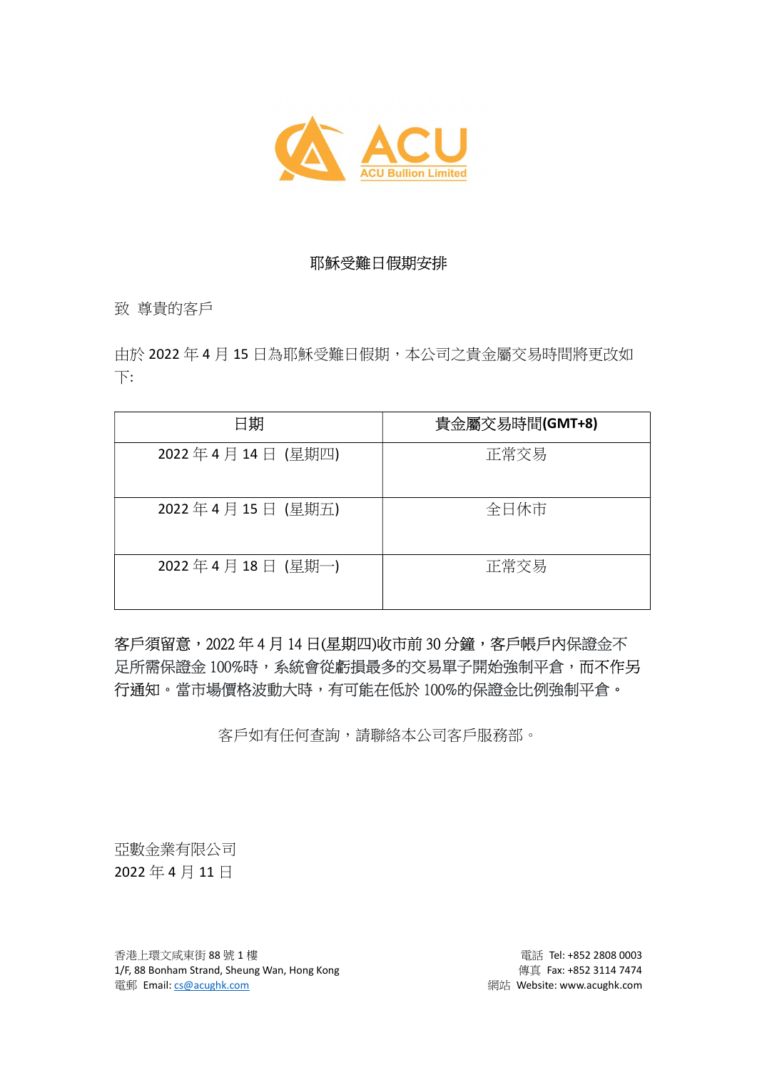ACU

ACU Bullion Limited

# 耶穌受難日假期安排

致 尊貴的客戶

由於 2022 年 4 月 15 日為耶穌受難日假期，本公司之貴金屬交易時間將更改如下:

| 日期 | **貴金屬交易時間(GMT+8)** |
| --- | --- |
| 2022 年 4 月 14 日 (星期四) | 正常交易 |
| 2022 年 4 月 15 日 (星期五) | 全日休市 |
| 2022 年 4 月 18 日 (星期一) | 正常交易 |

**客戶須留意，2022 年 4 月 14 日(星期四)收市前 30 分鐘，客戶帳戶內保證金不足所需保證金 100%時，系統會從虧損最多的交易單子開始強制平倉，而不作另行通知。當市場價格波動大時，有可能在低於 100%的保證金比例強制平倉。**

客戶如有任何查詢，請聯絡本公司客戶服務部。

亞數金業有限公司
2022 年 4 月 11 日

香港上環文咸東街 88 號 1 樓
1/F, 88 Bonham Strand, Sheung Wan, Hong Kong
電郵 Email: cs@acughk.com

電話 Tel: +852 2808 0003
傳真 Fax: +852 3114 7474
網站 Website: www.acughk.com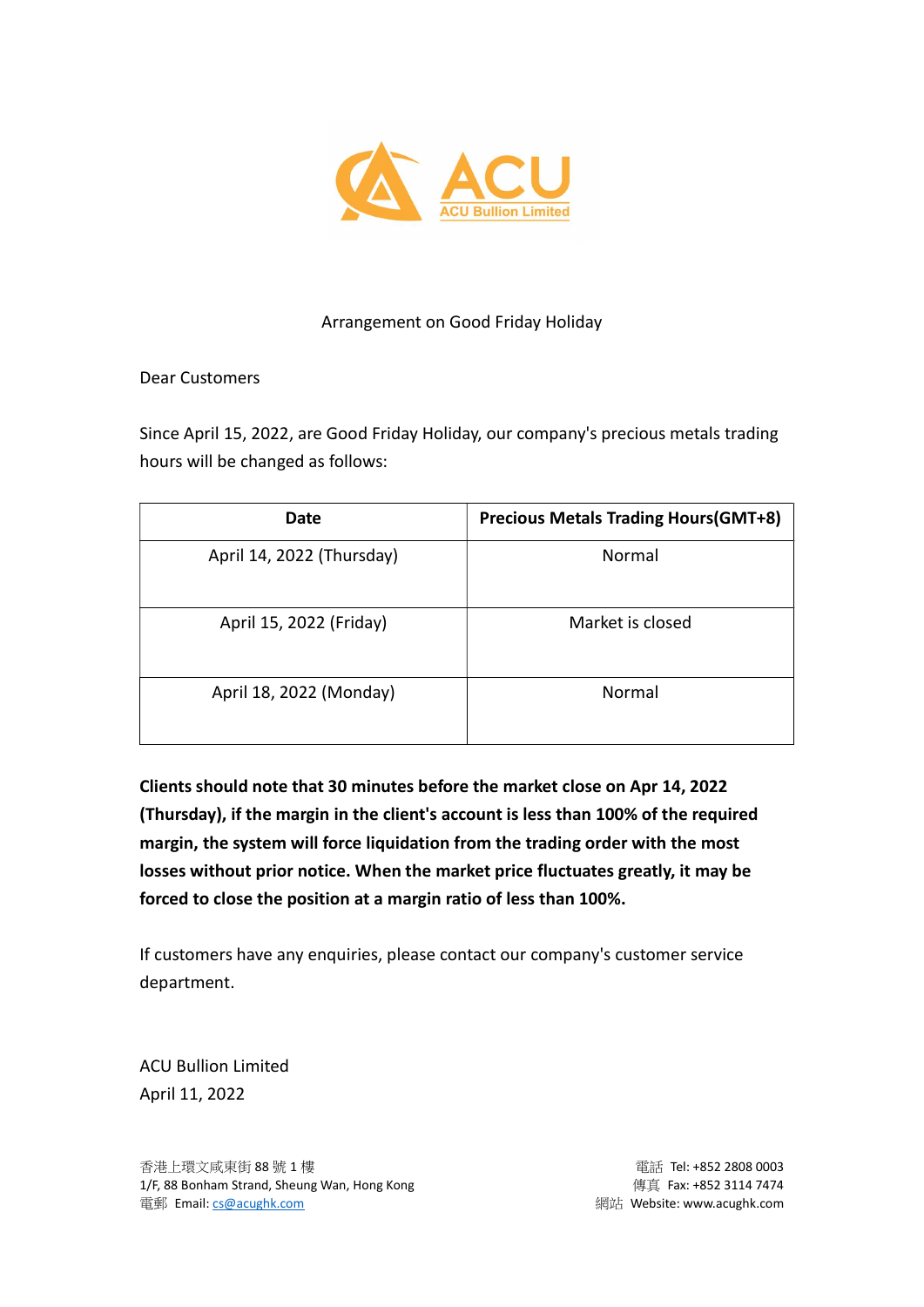ACU

ACU Bullion Limited

# Arrangement on Good Friday Holiday

Dear Customers

Since April 15, 2022, are Good Friday Holiday, our company's precious metals trading hours will be changed as follows:

| Date | Precious Metals Trading Hours(GMT+8) |
| --- | --- |
| April 14, 2022 (Thursday) | Normal |
| April 15, 2022 (Friday) | Market is closed |
| April 18, 2022 (Monday) | Normal |

**Clients should note that 30 minutes before the market close on Apr 14, 2022 (Thursday), if the margin in the client's account is less than 100% of the required margin, the system will force liquidation from the trading order with the most losses without prior notice. When the market price fluctuates greatly, it may be forced to close the position at a margin ratio of less than 100%.**

If customers have any enquiries, please contact our company's customer service department.

ACU Bullion Limited
April 11, 2022

香港上環文咸東街 88 號 1 樓
1/F, 88 Bonham Strand, Sheung Wan, Hong Kong
電郵 Email: cs@acughk.com

電話 Tel: +852 2808 0003
傳真 Fax: +852 3114 7474
網站 Website: www.acughk.com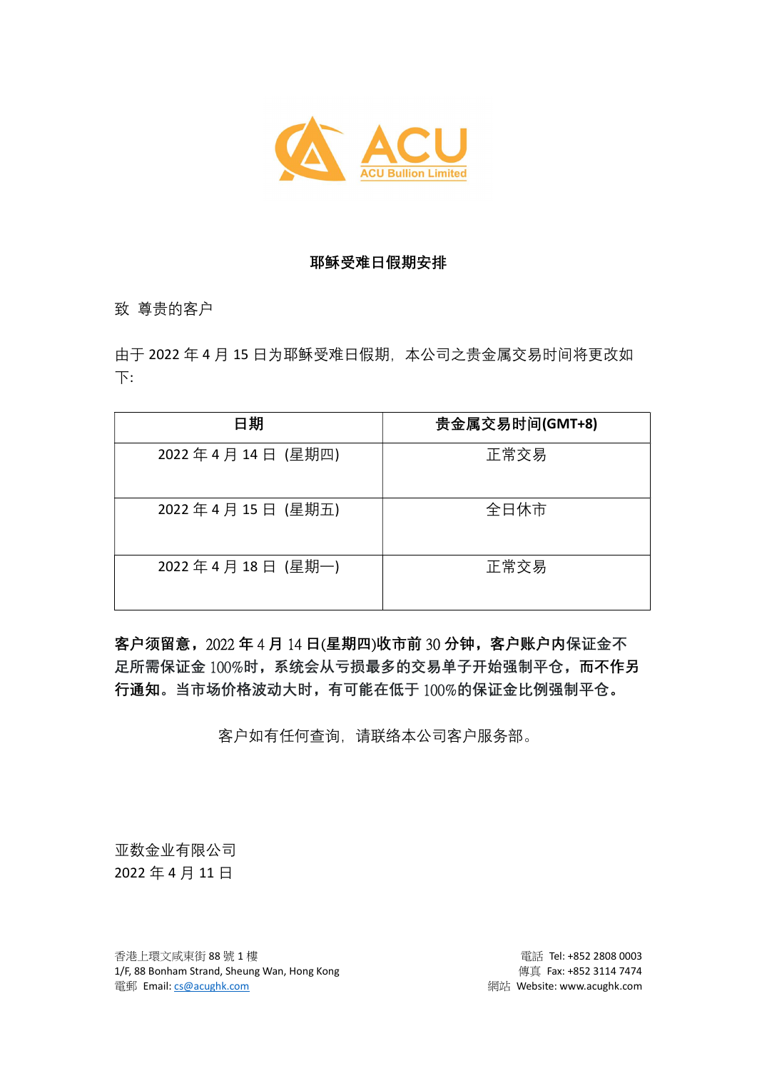ACU

ACU Bullion Limited

## 耶稣受难日假期安排

致 尊贵的客户

由于 2022 年 4 月 15 日为耶稣受难日假期，本公司之贵金属交易时间将更改如下:

| 日期 | 贵金属交易时间(GMT+8) |
| --- | --- |
| 2022 年 4 月 14 日 (星期四) | 正常交易 |
| 2022 年 4 月 15 日 (星期五) | 全日休市 |
| 2022 年 4 月 18 日 (星期一) | 正常交易 |

**客户须留意，2022 年 4 月 14 日(星期四)收市前 30 分钟，客户账户内保证金不足所需保证金 100%时，系统会从亏损最多的交易单子开始强制平仓，而不作另行通知。当市场价格波动大时，有可能在低于 100%的保证金比例强制平仓。**

客户如有任何查询，请联络本公司客户服务部。

亚数金业有限公司
2022 年 4 月 11 日

香港上環文咸東街 88 號 1 樓
1/F, 88 Bonham Strand, Sheung Wan, Hong Kong
電郵 Email: cs@acughk.com

電話 Tel: +852 2808 0003
傳真 Fax: +852 3114 7474
網站 Website: www.acughk.com